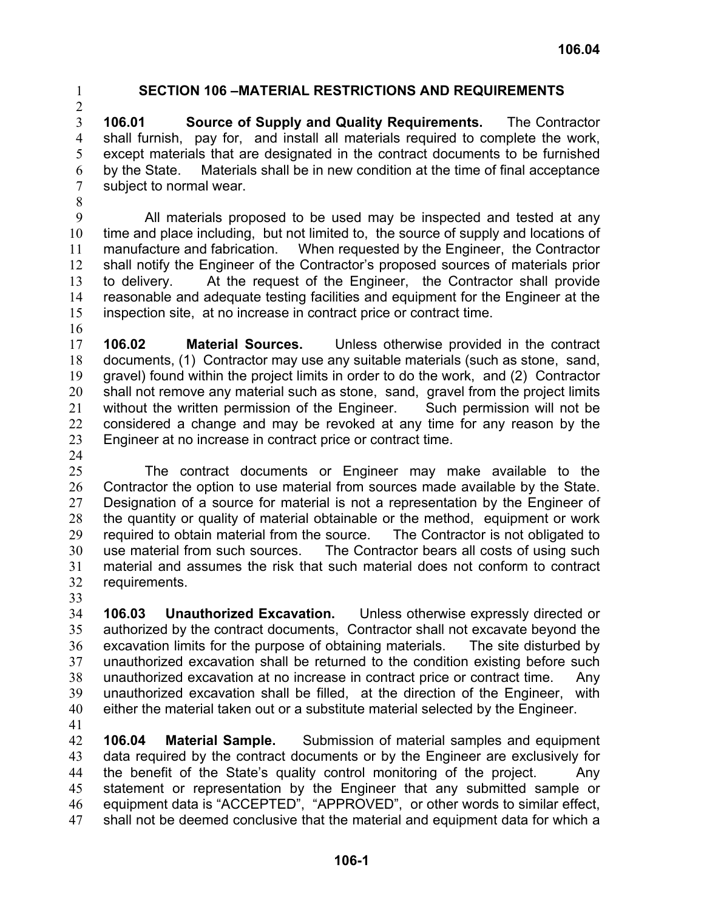# SECTION 106 –MATERIAL RESTRICTIONS AND REQUIREMENTS

**106.01 Source of Supply and Quality Requirements.** The Contractor shall furnish, pay for, and install all materials required to complete the work, except materials that are designated in the contract documents to be furnished by the State. Materials shall be in new condition at the time of final acceptance subject to normal wear.

All materials proposed to be used may be inspected and tested at any time and place including, but not limited to, the source of supply and locations of manufacture and fabrication. When requested by the Engineer, the Contractor shall notify the Engineer of the Contractor's proposed sources of materials prior to delivery. At the request of the Engineer, the Contractor shall provide reasonable and adequate testing facilities and equipment for the Engineer at the inspection site, at no increase in contract price or contract time.

**106.02 Material Sources.** Unless otherwise provided in the contract documents, (1) Contractor may use any suitable materials (such as stone, sand, gravel) found within the project limits in order to do the work, and (2) Contractor shall not remove any material such as stone, sand, gravel from the project limits without the written permission of the Engineer. Such permission will not be considered a change and may be revoked at any time for any reason by the Engineer at no increase in contract price or contract time.

The contract documents or Engineer may make available to the Contractor the option to use material from sources made available by the State. Designation of a source for material is not a representation by the Engineer of the quantity or quality of material obtainable or the method, equipment or work required to obtain material from the source. The Contractor is not obligated to use material from such sources. The Contractor bears all costs of using such material and assumes the risk that such material does not conform to contract requirements.

**106.03 Unauthorized Excavation.** Unless otherwise expressly directed or authorized by the contract documents, Contractor shall not excavate beyond the excavation limits for the purpose of obtaining materials. The site disturbed by unauthorized excavation shall be returned to the condition existing before such unauthorized excavation at no increase in contract price or contract time. Any unauthorized excavation shall be filled, at the direction of the Engineer, with either the material taken out or a substitute material selected by the Engineer.

**106.04 Material Sample.** Submission of material samples and equipment data required by the contract documents or by the Engineer are exclusively for the benefit of the State's quality control monitoring of the project. Any statement or representation by the Engineer that any submitted sample or equipment data is "ACCEPTED", "APPROVED", or other words to similar effect, shall not be deemed conclusive that the material and equipment data for which a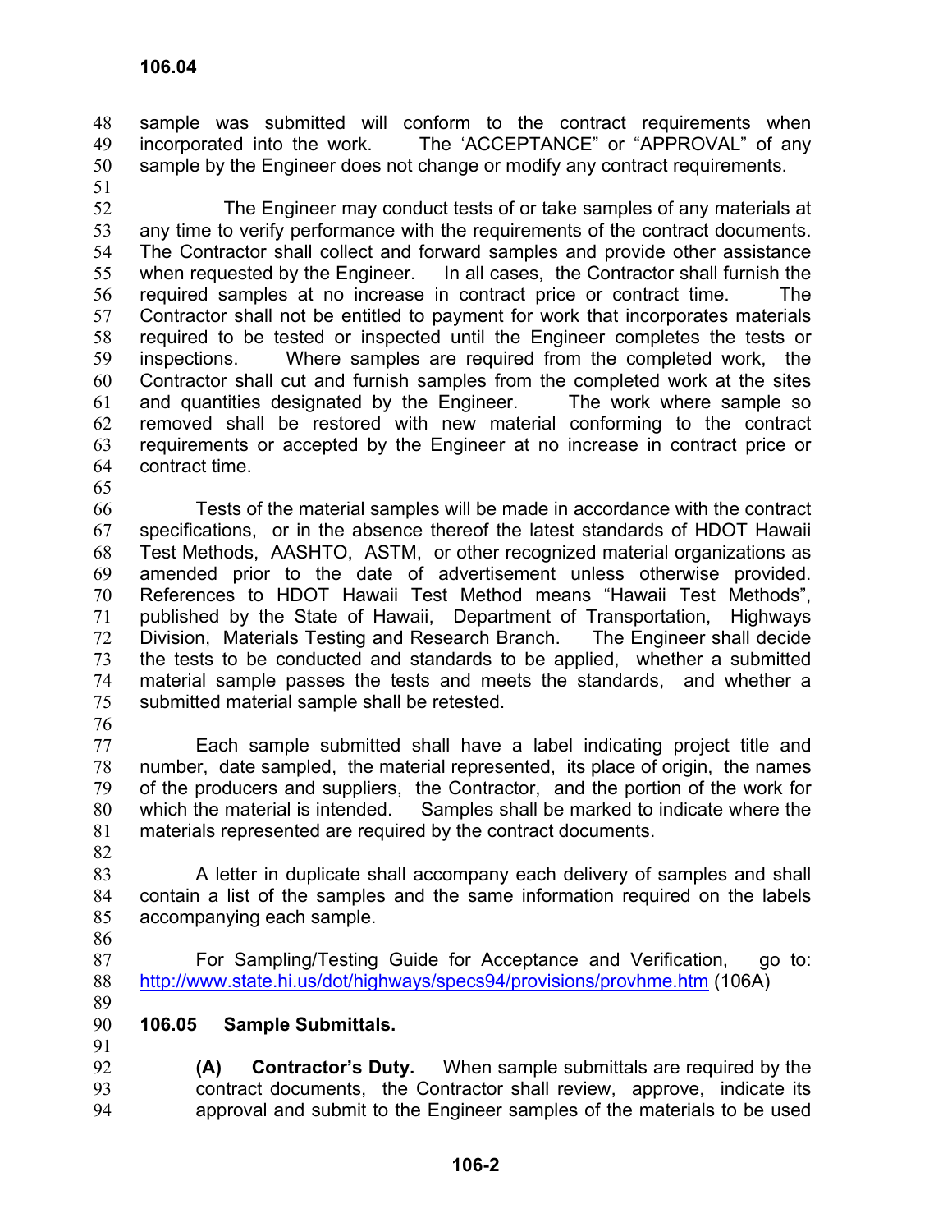sample was submitted will conform to the contract requirements when incorporated into the work. The 'ACCEPTANCE" or "APPROVAL" of any sample by the Engineer does not change or modify any contract requirements.

The Engineer may conduct tests of or take samples of any materials at any time to verify performance with the requirements of the contract documents. The Contractor shall collect and forward samples and provide other assistance when requested by the Engineer. In all cases, the Contractor shall furnish the required samples at no increase in contract price or contract time. The Contractor shall not be entitled to payment for work that incorporates materials required to be tested or inspected until the Engineer completes the tests or inspections. Where samples are required from the completed work, the Contractor shall cut and furnish samples from the completed work at the sites and quantities designated by the Engineer. The work where sample so removed shall be restored with new material conforming to the contract requirements or accepted by the Engineer at no increase in contract price or contract time.

Tests of the material samples will be made in accordance with the contract specifications, or in the absence thereof the latest standards of HDOT Hawaii Test Methods, AASHTO, ASTM, or other recognized material organizations as amended prior to the date of advertisement unless otherwise provided. References to HDOT Hawaii Test Method means "Hawaii Test Methods", published by the State of Hawaii, Department of Transportation, Highways Division, Materials Testing and Research Branch. The Engineer shall decide the tests to be conducted and standards to be applied, whether a submitted material sample passes the tests and meets the standards, and whether a submitted material sample shall be retested.

Each sample submitted shall have a label indicating project title and number, date sampled, the material represented, its place of origin, the names of the producers and suppliers, the Contractor, and the portion of the work for which the material is intended. Samples shall be marked to indicate where the materials represented are required by the contract documents.

A letter in duplicate shall accompany each delivery of samples and shall contain a list of the samples and the same information required on the labels accompanying each sample.

For Sampling/Testing Guide for Acceptance and Verification, go to: http://www.state.hi.us/dot/highways/specs94/provisions/provhme.htm (106A)

### 106.05 Sample Submittals.

**(A) Contractor's Duty.** When sample submittals are required by the contract documents, the Contractor shall review, approve, indicate its approval and submit to the Engineer samples of the materials to be used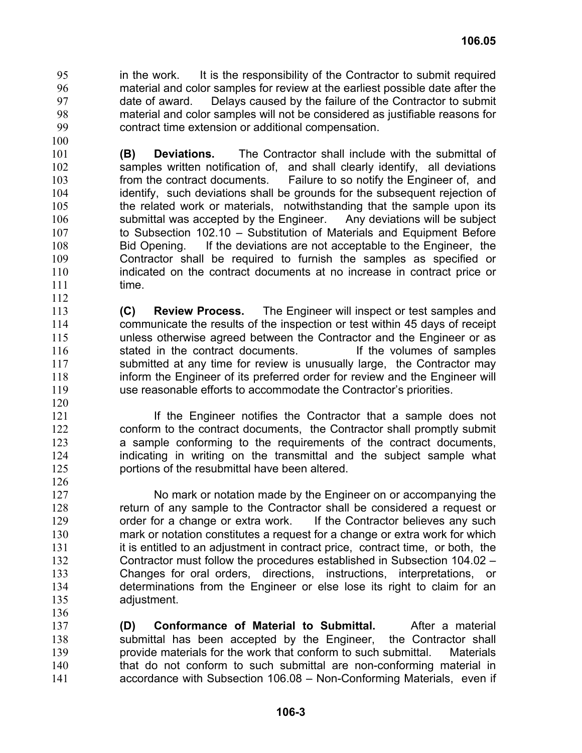in the work. It is the responsibility of the Contractor to submit required material and color samples for review at the earliest possible date after the date of award. Delays caused by the failure of the Contractor to submit material and color samples will not be considered as justifiable reasons for contract time extension or additional compensation.

**(B) Deviations.** The Contractor shall include with the submittal of samples written notification of, and shall clearly identify, all deviations from the contract documents. Failure to so notify the Engineer of, and identify, such deviations shall be grounds for the subsequent rejection of the related work or materials, notwithstanding that the sample upon its submittal was accepted by the Engineer. Any deviations will be subject to Subsection 102.10 – Substitution of Materials and Equipment Before Bid Opening. If the deviations are not acceptable to the Engineer, the Contractor shall be required to furnish the samples as specified or indicated on the contract documents at no increase in contract price or time.

**(C) Review Process.** The Engineer will inspect or test samples and communicate the results of the inspection or test within 45 days of receipt unless otherwise agreed between the Contractor and the Engineer or as stated in the contract documents. If the volumes of samples submitted at any time for review is unusually large, the Contractor may inform the Engineer of its preferred order for review and the Engineer will use reasonable efforts to accommodate the Contractor's priorities.

If the Engineer notifies the Contractor that a sample does not conform to the contract documents, the Contractor shall promptly submit a sample conforming to the requirements of the contract documents, indicating in writing on the transmittal and the subject sample what portions of the resubmittal have been altered.

No mark or notation made by the Engineer on or accompanying the return of any sample to the Contractor shall be considered a request or order for a change or extra work. If the Contractor believes any such mark or notation constitutes a request for a change or extra work for which it is entitled to an adjustment in contract price, contract time, or both, the Contractor must follow the procedures established in Subsection 104.02 – Changes for oral orders, directions, instructions, interpretations, or determinations from the Engineer or else lose its right to claim for an adjustment.

**(D) Conformance of Material to Submittal.** After a material submittal has been accepted by the Engineer, the Contractor shall provide materials for the work that conform to such submittal. Materials that do not conform to such submittal are non-conforming material in accordance with Subsection 106.08 – Non-Conforming Materials, even if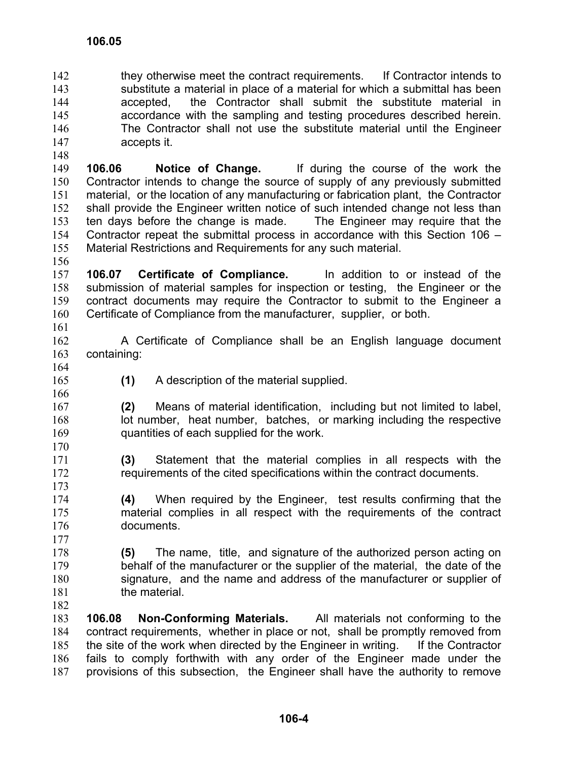they otherwise meet the contract requirements. If Contractor intends to substitute a material in place of a material for which a submittal has been accepted, the Contractor shall submit the substitute material in accordance with the sampling and testing procedures described herein. The Contractor shall not use the substitute material until the Engineer accepts it.

**106.06 Notice of Change.** If during the course of the work the Contractor intends to change the source of supply of any previously submitted material, or the location of any manufacturing or fabrication plant, the Contractor shall provide the Engineer written notice of such intended change not less than ten days before the change is made. The Engineer may require that the Contractor repeat the submittal process in accordance with this Section 106 – Material Restrictions and Requirements for any such material.

**106.07 Certificate of Compliance.** In addition to or instead of the submission of material samples for inspection or testing, the Engineer or the contract documents may require the Contractor to submit to the Engineer a Certificate of Compliance from the manufacturer, supplier, or both.

A Certificate of Compliance shall be an English language document containing:

**(1)** A description of the material supplied.

**(2)** Means of material identification, including but not limited to label, lot number, heat number, batches, or marking including the respective quantities of each supplied for the work.

**(3)** Statement that the material complies in all respects with the requirements of the cited specifications within the contract documents.

**(4)** When required by the Engineer, test results confirming that the material complies in all respect with the requirements of the contract documents.

**(5)** The name, title, and signature of the authorized person acting on behalf of the manufacturer or the supplier of the material, the date of the signature, and the name and address of the manufacturer or supplier of the material.

**106.08 Non-Conforming Materials.** All materials not conforming to the contract requirements, whether in place or not, shall be promptly removed from the site of the work when directed by the Engineer in writing. If the Contractor fails to comply forthwith with any order of the Engineer made under the provisions of this subsection, the Engineer shall have the authority to remove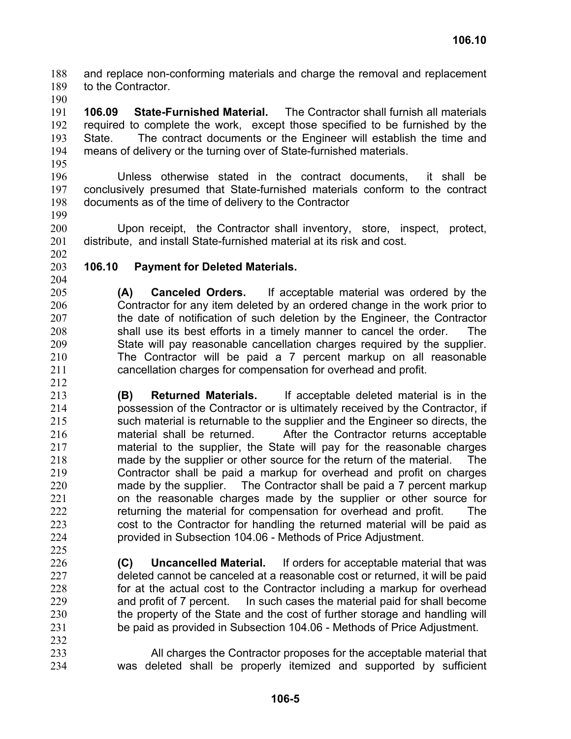and replace non-conforming materials and charge the removal and replacement to the Contractor.

**106.09 State-Furnished Material.** The Contractor shall furnish all materials required to complete the work, except those specified to be furnished by the State. The contract documents or the Engineer will establish the time and means of delivery or the turning over of State-furnished materials.

Unless otherwise stated in the contract documents, it shall be conclusively presumed that State-furnished materials conform to the contract documents as of the time of delivery to the Contractor

Upon receipt, the Contractor shall inventory, store, inspect, protect, distribute, and install State-furnished material at its risk and cost.

## 106.10 Payment for Deleted Materials.

**(A) Canceled Orders.** If acceptable material was ordered by the Contractor for any item deleted by an ordered change in the work prior to the date of notification of such deletion by the Engineer, the Contractor shall use its best efforts in a timely manner to cancel the order. The State will pay reasonable cancellation charges required by the supplier. The Contractor will be paid a 7 percent markup on all reasonable cancellation charges for compensation for overhead and profit.

**(B) Returned Materials.** If acceptable deleted material is in the possession of the Contractor or is ultimately received by the Contractor, if such material is returnable to the supplier and the Engineer so directs, the material shall be returned. After the Contractor returns acceptable material to the supplier, the State will pay for the reasonable charges made by the supplier or other source for the return of the material. The Contractor shall be paid a markup for overhead and profit on charges made by the supplier. The Contractor shall be paid a 7 percent markup on the reasonable charges made by the supplier or other source for returning the material for compensation for overhead and profit. The cost to the Contractor for handling the returned material will be paid as provided in Subsection 104.06 - Methods of Price Adjustment.

**(C) Uncancelled Material.** If orders for acceptable material that was deleted cannot be canceled at a reasonable cost or returned, it will be paid for at the actual cost to the Contractor including a markup for overhead and profit of 7 percent. In such cases the material paid for shall become the property of the State and the cost of further storage and handling will be paid as provided in Subsection 104.06 - Methods of Price Adjustment.

All charges the Contractor proposes for the acceptable material that was deleted shall be properly itemized and supported by sufficient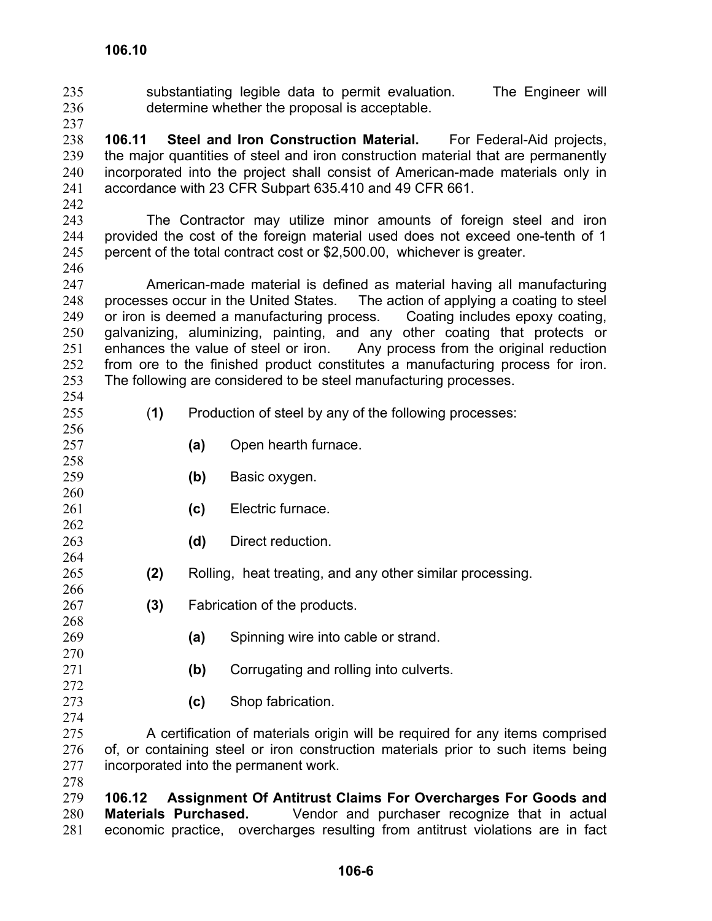substantiating legible data to permit evaluation. The Engineer will determine whether the proposal is acceptable.

**106.11 Steel and Iron Construction Material.** For Federal-Aid projects, the major quantities of steel and iron construction material that are permanently incorporated into the project shall consist of American-made materials only in accordance with 23 CFR Subpart 635.410 and 49 CFR 661.

The Contractor may utilize minor amounts of foreign steel and iron provided the cost of the foreign material used does not exceed one-tenth of 1 percent of the total contract cost or $2,500.00, whichever is greater.

American-made material is defined as material having all manufacturing processes occur in the United States. The action of applying a coating to steel or iron is deemed a manufacturing process. Coating includes epoxy coating, galvanizing, aluminizing, painting, and any other coating that protects or enhances the value of steel or iron. Any process from the original reduction from ore to the finished product constitutes a manufacturing process for iron. The following are considered to be steel manufacturing processes.

- (**1**) Production of steel by any of the following processes:
  - **(a)** Open hearth furnace.
  - **(b)** Basic oxygen.
  - **(c)** Electric furnace.
  - **(d)** Direct reduction.
- **(2)** Rolling, heat treating, and any other similar processing.
- **(3)** Fabrication of the products.
  - **(a)** Spinning wire into cable or strand.
  - **(b)** Corrugating and rolling into culverts.
  - **(c)** Shop fabrication.

A certification of materials origin will be required for any items comprised of, or containing steel or iron construction materials prior to such items being incorporated into the permanent work.

**106.12 Assignment Of Antitrust Claims For Overcharges For Goods and Materials Purchased.** Vendor and purchaser recognize that in actual economic practice, overcharges resulting from antitrust violations are in fact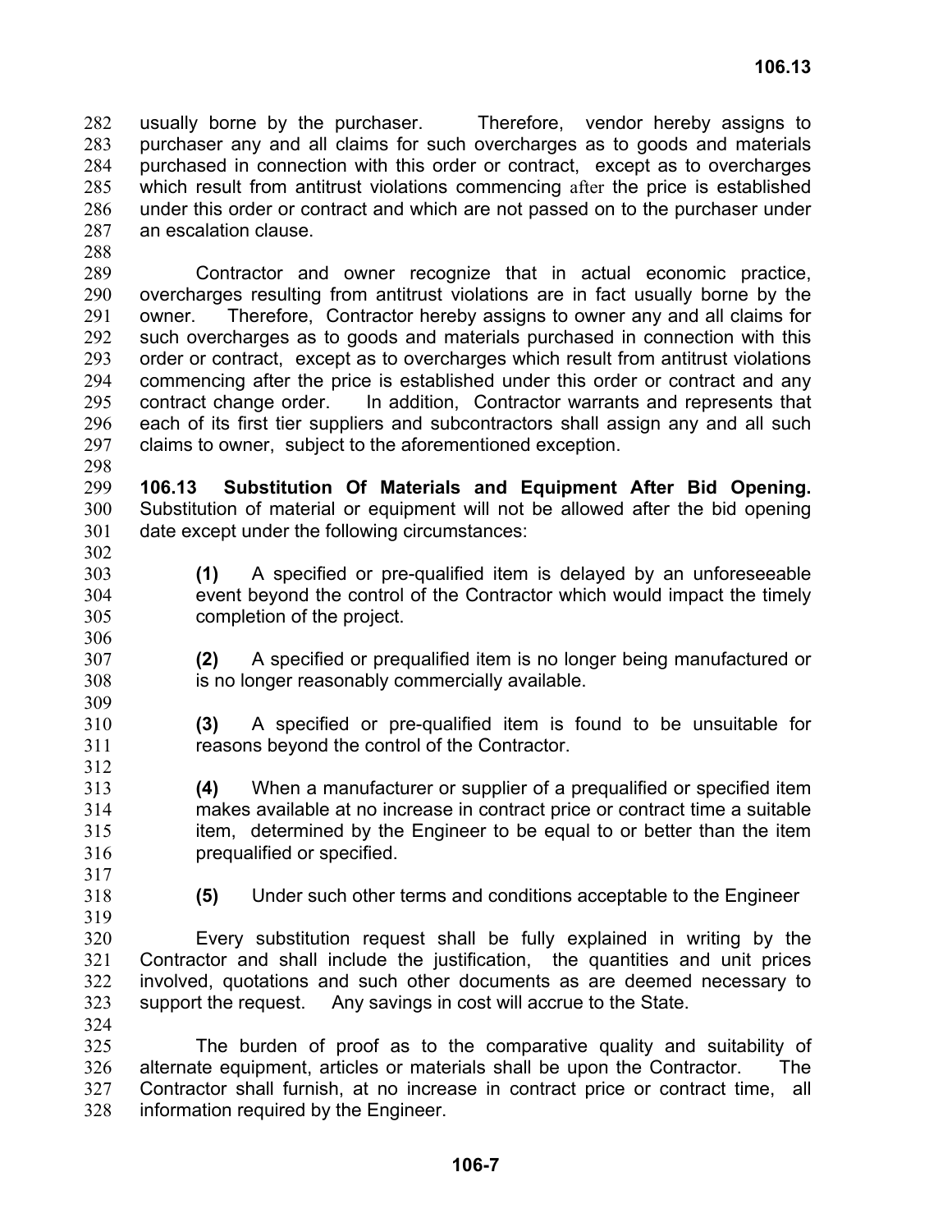usually borne by the purchaser. Therefore, vendor hereby assigns to purchaser any and all claims for such overcharges as to goods and materials purchased in connection with this order or contract, except as to overcharges which result from antitrust violations commencing after the price is established under this order or contract and which are not passed on to the purchaser under an escalation clause.

Contractor and owner recognize that in actual economic practice, overcharges resulting from antitrust violations are in fact usually borne by the owner. Therefore, Contractor hereby assigns to owner any and all claims for such overcharges as to goods and materials purchased in connection with this order or contract, except as to overcharges which result from antitrust violations commencing after the price is established under this order or contract and any contract change order. In addition, Contractor warrants and represents that each of its first tier suppliers and subcontractors shall assign any and all such claims to owner, subject to the aforementioned exception.

**106.13 Substitution Of Materials and Equipment After Bid Opening.** Substitution of material or equipment will not be allowed after the bid opening date except under the following circumstances:

**(1)** A specified or pre-qualified item is delayed by an unforeseeable event beyond the control of the Contractor which would impact the timely completion of the project.

**(2)** A specified or prequalified item is no longer being manufactured or is no longer reasonably commercially available.

**(3)** A specified or pre-qualified item is found to be unsuitable for reasons beyond the control of the Contractor.

**(4)** When a manufacturer or supplier of a prequalified or specified item makes available at no increase in contract price or contract time a suitable item, determined by the Engineer to be equal to or better than the item prequalified or specified.

**(5)** Under such other terms and conditions acceptable to the Engineer

Every substitution request shall be fully explained in writing by the Contractor and shall include the justification, the quantities and unit prices involved, quotations and such other documents as are deemed necessary to support the request. Any savings in cost will accrue to the State.

The burden of proof as to the comparative quality and suitability of alternate equipment, articles or materials shall be upon the Contractor. The Contractor shall furnish, at no increase in contract price or contract time, all information required by the Engineer.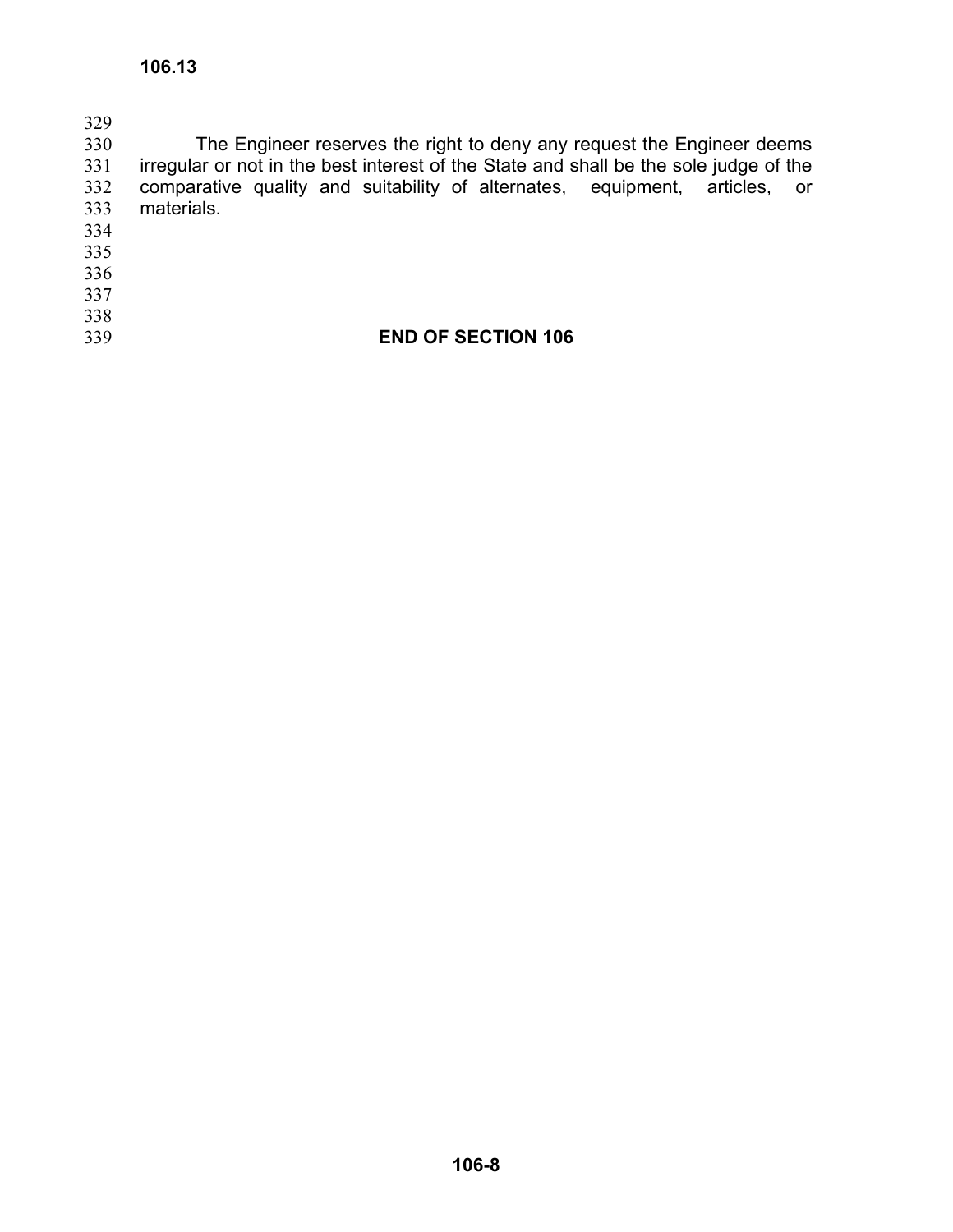The Engineer reserves the right to deny any request the Engineer deems irregular or not in the best interest of the State and shall be the sole judge of the comparative quality and suitability of alternates, equipment, articles, or materials.

**END OF SECTION 106**